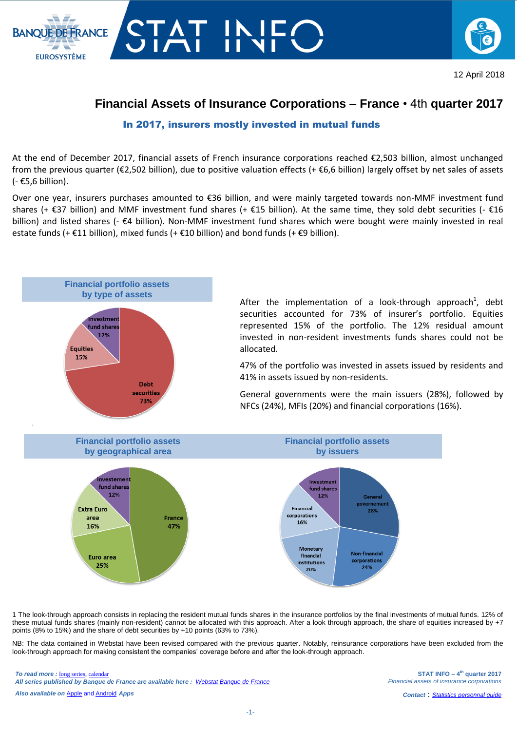12 April 2018

# Financial Assets of Insurance Corporations – France • 4th quarter 2017

## In 2017, insurers mostly invested in mutual funds

At the end of December 2017, financial assets of French insurance corporations reached €2,503 billion, almost unchanged from the previous quarter (€2,502 billion), due to positive valuation effects (+ €6,6 billion) largely offset by net sales of assets (- €5,6 billion).

Over one year, insurers purchases amounted to €36 billion, and were mainly targeted towards non-MMF investment fund shares (+ €37 billion) and MMF investment fund shares (+ €15 billion). At the same time, they sold debt securities (- €16 billion) and listed shares (- €4 billion). Non-MMF investment fund shares which were bought were mainly invested in real estate funds (+ €11 billion), mixed funds (+ €10 billion) and bond funds (+ €9 billion).

**Financial portfolio assets by type of assets**

| Asset type | Share |
|---|---|
| Debt securities | 73% |
| Equities | 15% |
| Investment fund shares | 12% |

After the implementation of a look-through approach[1], debt securities accounted for 73% of insurer's portfolio. Equities represented 15% of the portfolio. The 12% residual amount invested in non-resident investments funds shares could not be allocated.

47% of the portfolio was invested in assets issued by residents and 41% in assets issued by non-residents.

General governments were the main issuers (28%), followed by NFCs (24%), MFIs (20%) and financial corporations (16%).

**Financial portfolio assets by geographical area**

| Area | Share |
|---|---|
| France | 47% |
| Euro area | 25% |
| Extra Euro area | 16% |
| Investement fund shares | 12% |

**Financial portfolio assets by issuers**

| Issuer | Share |
|---|---|
| General governement | 28% |
| Non-financial corporations | 24% |
| Monetary financial institutions | 20% |
| Financial corporations | 16% |
| Investment fund shares | 12% |

1 The look-through approach consists in replacing the resident mutual funds shares in the insurance portfolios by the final investments of mutual funds. 12% of these mutual funds shares (mainly non-resident) cannot be allocated with this approach. After a look through approach, the share of equities increased by +7 points (8% to 15%) and the share of debt securities by +10 points (63% to 73%).

NB: The data contained in Webstat have been revised compared with the previous quarter. Notably, reinsurance corporations have been excluded from the look-through approach for making consistent the companies' coverage before and after the look-through approach.

*To read more :* long series, calendar
*All series published by Banque de France are available here :* Webstat Banque de France
*Also available on* Apple and Android *Apps*

**STAT INFO – 4th quarter 2017**
*Financial assets of insurance corporations*
*Contact* : Statistics personnal guide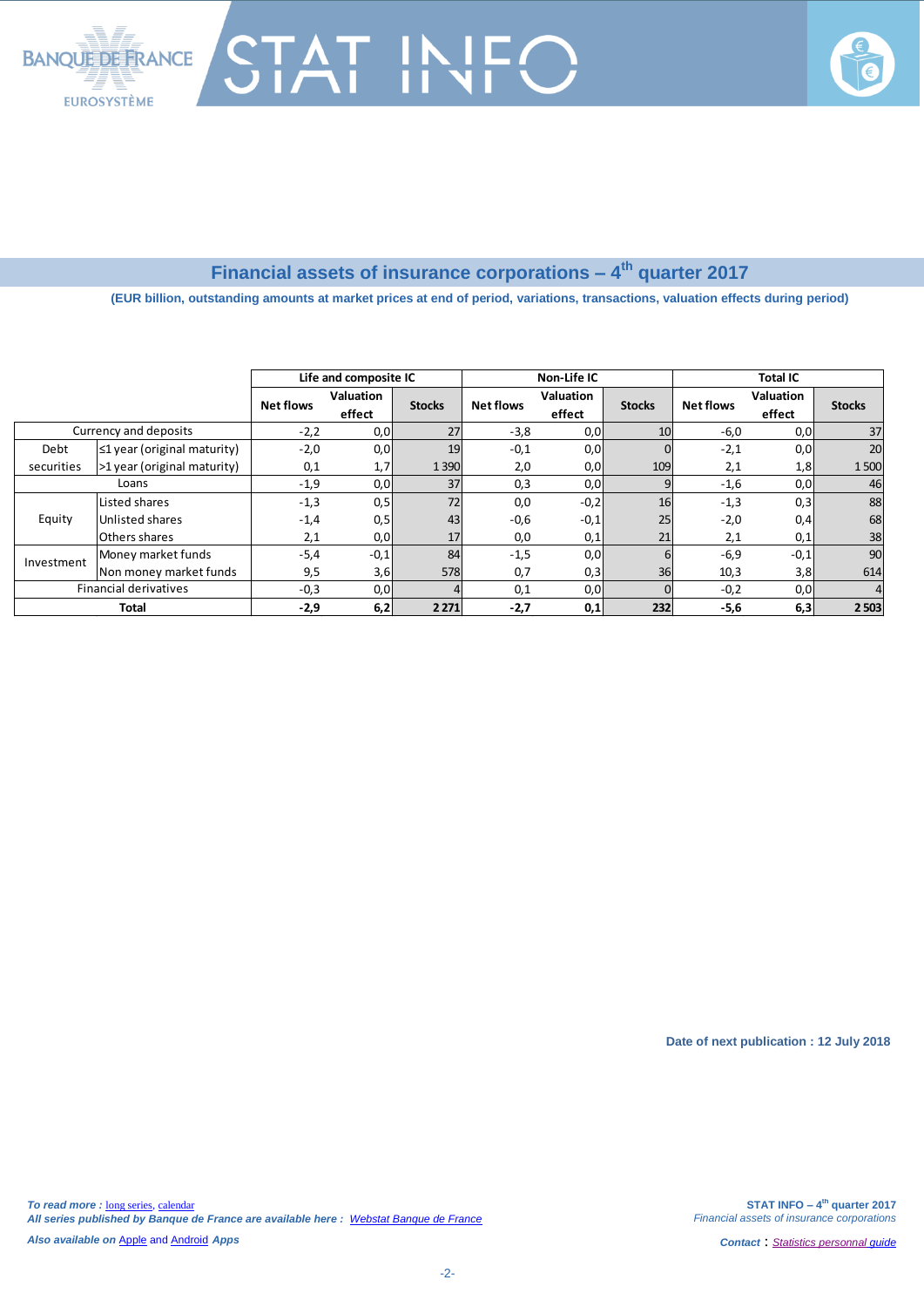## Financial assets of insurance corporations – 4th quarter 2017

**(EUR billion, outstanding amounts at market prices at end of period, variations, transactions, valuation effects during period)**

| | | Life and composite IC | | | Non-Life IC | | | Total IC | | |
|---|---|---|---|---|---|---|---|---|---|---|
| | | **Net flows** | **Valuation effect** | **Stocks** | **Net flows** | **Valuation effect** | **Stocks** | **Net flows** | **Valuation effect** | **Stocks** |
| Currency and deposits | | -2,2 | 0,0 | 27 | -3,8 | 0,0 | 10 | -6,0 | 0,0 | 37 |
| Debt securities | ≤1 year (original maturity) | -2,0 | 0,0 | 19 | -0,1 | 0,0 | 0 | -2,1 | 0,0 | 20 |
| | >1 year (original maturity) | 0,1 | 1,7 | 1 390 | 2,0 | 0,0 | 109 | 2,1 | 1,8 | 1 500 |
| Loans | | -1,9 | 0,0 | 37 | 0,3 | 0,0 | 9 | -1,6 | 0,0 | 46 |
| Equity | Listed shares | -1,3 | 0,5 | 72 | 0,0 | -0,2 | 16 | -1,3 | 0,3 | 88 |
| | Unlisted shares | -1,4 | 0,5 | 43 | -0,6 | -0,1 | 25 | -2,0 | 0,4 | 68 |
| | Others shares | 2,1 | 0,0 | 17 | 0,0 | 0,1 | 21 | 2,1 | 0,1 | 38 |
| Investment | Money market funds | -5,4 | -0,1 | 84 | -1,5 | 0,0 | 6 | -6,9 | -0,1 | 90 |
| | Non money market funds | 9,5 | 3,6 | 578 | 0,7 | 0,3 | 36 | 10,3 | 3,8 | 614 |
| Financial derivatives | | -0,3 | 0,0 | 4 | 0,1 | 0,0 | 0 | -0,2 | 0,0 | 4 |
| **Total** | | **-2,9** | **6,2** | **2 271** | **-2,7** | **0,1** | **232** | **-5,6** | **6,3** | **2 503** |

**Date of next publication : 12 July 2018**

*To read more :* long series, calendar
*All series published by Banque de France are available here :* *Webstat Banque de France*
*Also available on* Apple *and* Android *Apps*

*Contact :* *Statistics personnal guide*